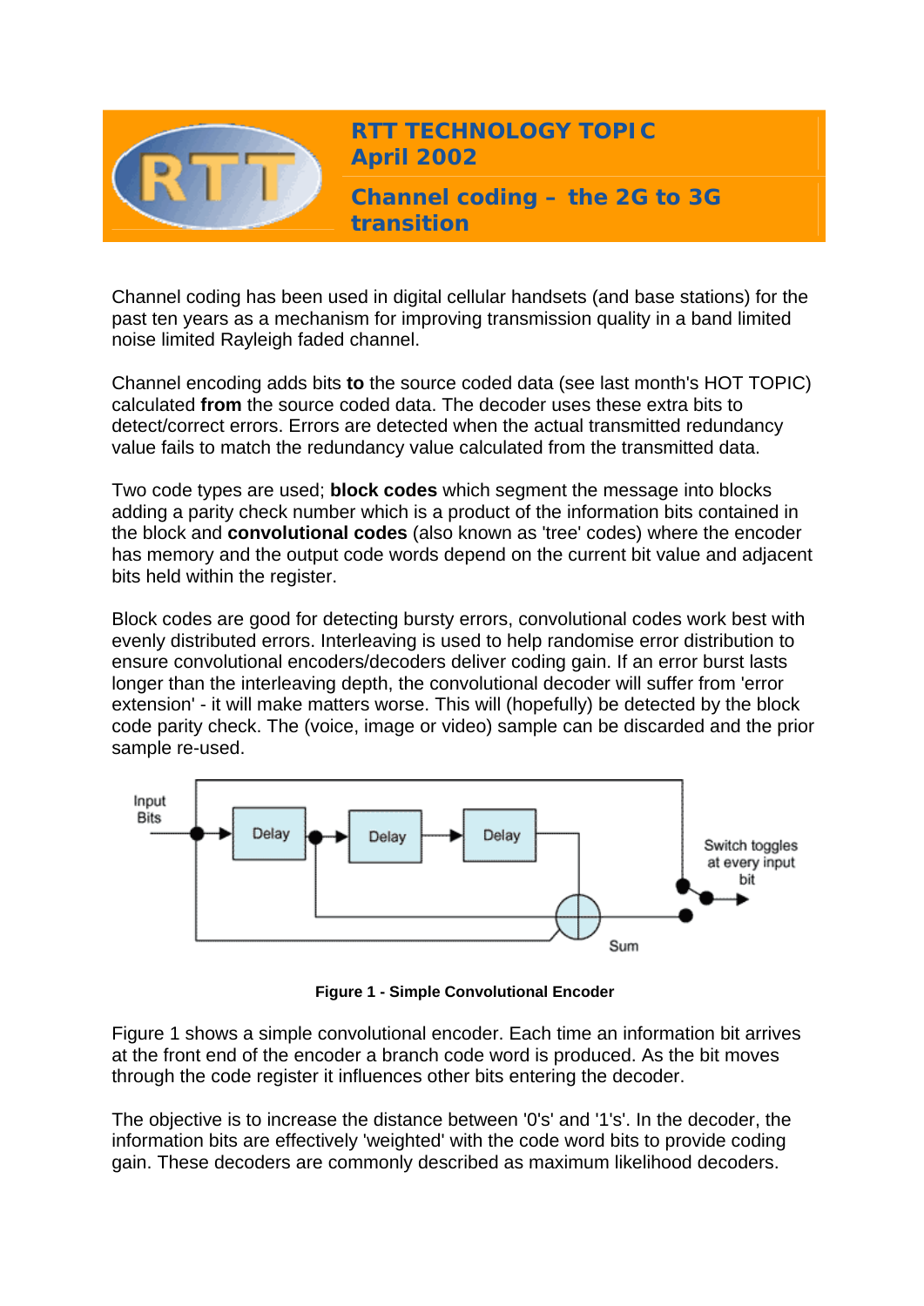# RTT TECHNOLOGY TOPIC
## April 2002

## Channel coding – the 2G to 3G transition

Channel coding has been used in digital cellular handsets (and base stations) for the past ten years as a mechanism for improving transmission quality in a band limited noise limited Rayleigh faded channel.

Channel encoding adds bits **to** the source coded data (see last month's HOT TOPIC) calculated **from** the source coded data. The decoder uses these extra bits to detect/correct errors. Errors are detected when the actual transmitted redundancy value fails to match the redundancy value calculated from the transmitted data.

Two code types are used; **block codes** which segment the message into blocks adding a parity check number which is a product of the information bits contained in the block and **convolutional codes** (also known as 'tree' codes) where the encoder has memory and the output code words depend on the current bit value and adjacent bits held within the register.

Block codes are good for detecting bursty errors, convolutional codes work best with evenly distributed errors. Interleaving is used to help randomise error distribution to ensure convolutional encoders/decoders deliver coding gain. If an error burst lasts longer than the interleaving depth, the convolutional decoder will suffer from 'error extension' - it will make matters worse. This will (hopefully) be detected by the block code parity check. The (voice, image or video) sample can be discarded and the prior sample re-used.

Input Bits

Delay

Delay

Delay

Switch toggles at every input bit

Sum

**Figure 1 - Simple Convolutional Encoder**

Figure 1 shows a simple convolutional encoder. Each time an information bit arrives at the front end of the encoder a branch code word is produced. As the bit moves through the code register it influences other bits entering the decoder.

The objective is to increase the distance between '0's' and '1's'. In the decoder, the information bits are effectively 'weighted' with the code word bits to provide coding gain. These decoders are commonly described as maximum likelihood decoders.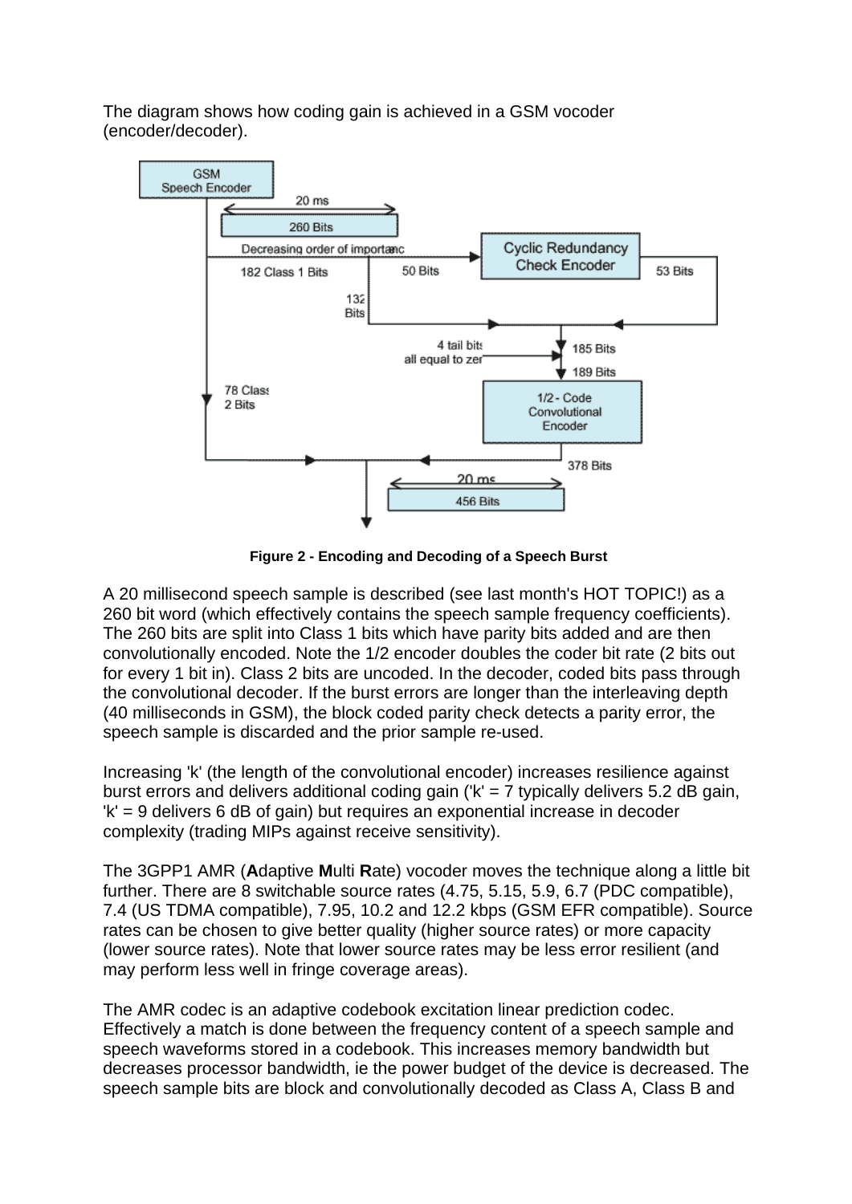The diagram shows how coding gain is achieved in a GSM vocoder (encoder/decoder).

GSM Speech Encoder

20 ms

260 Bits

Decreasing order of importanc

182 Class 1 Bits

50 Bits

Cyclic Redundancy Check Encoder

53 Bits

132 Bits

4 tail bits all equal to zer

185 Bits

189 Bits

78 Class 2 Bits

1/2 - Code Convolutional Encoder

378 Bits

20 ms

456 Bits

**Figure 2 - Encoding and Decoding of a Speech Burst**

A 20 millisecond speech sample is described (see last month's HOT TOPIC!) as a 260 bit word (which effectively contains the speech sample frequency coefficients). The 260 bits are split into Class 1 bits which have parity bits added and are then convolutionally encoded. Note the 1/2 encoder doubles the coder bit rate (2 bits out for every 1 bit in). Class 2 bits are uncoded. In the decoder, coded bits pass through the convolutional decoder. If the burst errors are longer than the interleaving depth (40 milliseconds in GSM), the block coded parity check detects a parity error, the speech sample is discarded and the prior sample re-used.

Increasing 'k' (the length of the convolutional encoder) increases resilience against burst errors and delivers additional coding gain ('k' = 7 typically delivers 5.2 dB gain, 'k' = 9 delivers 6 dB of gain) but requires an exponential increase in decoder complexity (trading MIPs against receive sensitivity).

The 3GPP1 AMR (**A**daptive **M**ulti **R**ate) vocoder moves the technique along a little bit further. There are 8 switchable source rates (4.75, 5.15, 5.9, 6.7 (PDC compatible), 7.4 (US TDMA compatible), 7.95, 10.2 and 12.2 kbps (GSM EFR compatible). Source rates can be chosen to give better quality (higher source rates) or more capacity (lower source rates). Note that lower source rates may be less error resilient (and may perform less well in fringe coverage areas).

The AMR codec is an adaptive codebook excitation linear prediction codec. Effectively a match is done between the frequency content of a speech sample and speech waveforms stored in a codebook. This increases memory bandwidth but decreases processor bandwidth, ie the power budget of the device is decreased. The speech sample bits are block and convolutionally decoded as Class A, Class B and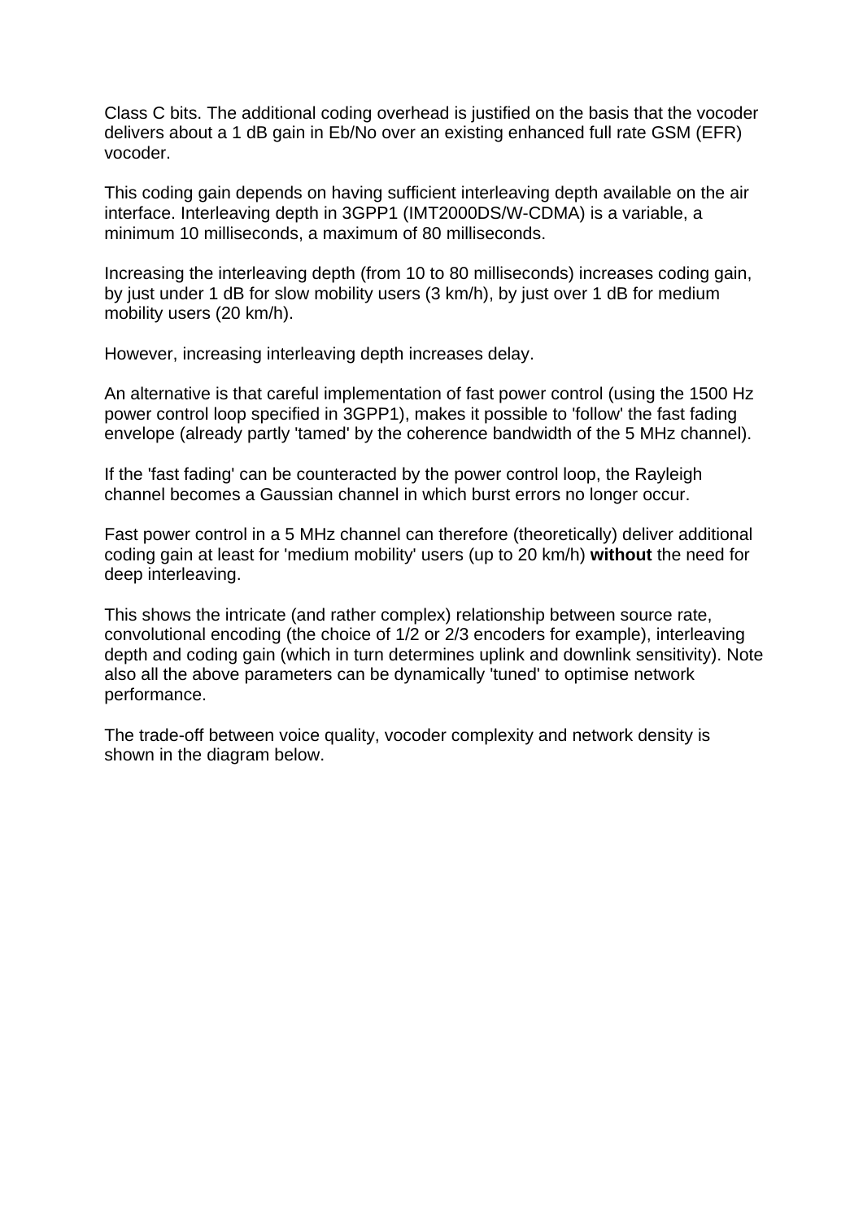Class C bits. The additional coding overhead is justified on the basis that the vocoder delivers about a 1 dB gain in Eb/No over an existing enhanced full rate GSM (EFR) vocoder.

This coding gain depends on having sufficient interleaving depth available on the air interface. Interleaving depth in 3GPP1 (IMT2000DS/W-CDMA) is a variable, a minimum 10 milliseconds, a maximum of 80 milliseconds.

Increasing the interleaving depth (from 10 to 80 milliseconds) increases coding gain, by just under 1 dB for slow mobility users (3 km/h), by just over 1 dB for medium mobility users (20 km/h).

However, increasing interleaving depth increases delay.

An alternative is that careful implementation of fast power control (using the 1500 Hz power control loop specified in 3GPP1), makes it possible to 'follow' the fast fading envelope (already partly 'tamed' by the coherence bandwidth of the 5 MHz channel).

If the 'fast fading' can be counteracted by the power control loop, the Rayleigh channel becomes a Gaussian channel in which burst errors no longer occur.

Fast power control in a 5 MHz channel can therefore (theoretically) deliver additional coding gain at least for 'medium mobility' users (up to 20 km/h) **without** the need for deep interleaving.

This shows the intricate (and rather complex) relationship between source rate, convolutional encoding (the choice of 1/2 or 2/3 encoders for example), interleaving depth and coding gain (which in turn determines uplink and downlink sensitivity). Note also all the above parameters can be dynamically 'tuned' to optimise network performance.

The trade-off between voice quality, vocoder complexity and network density is shown in the diagram below.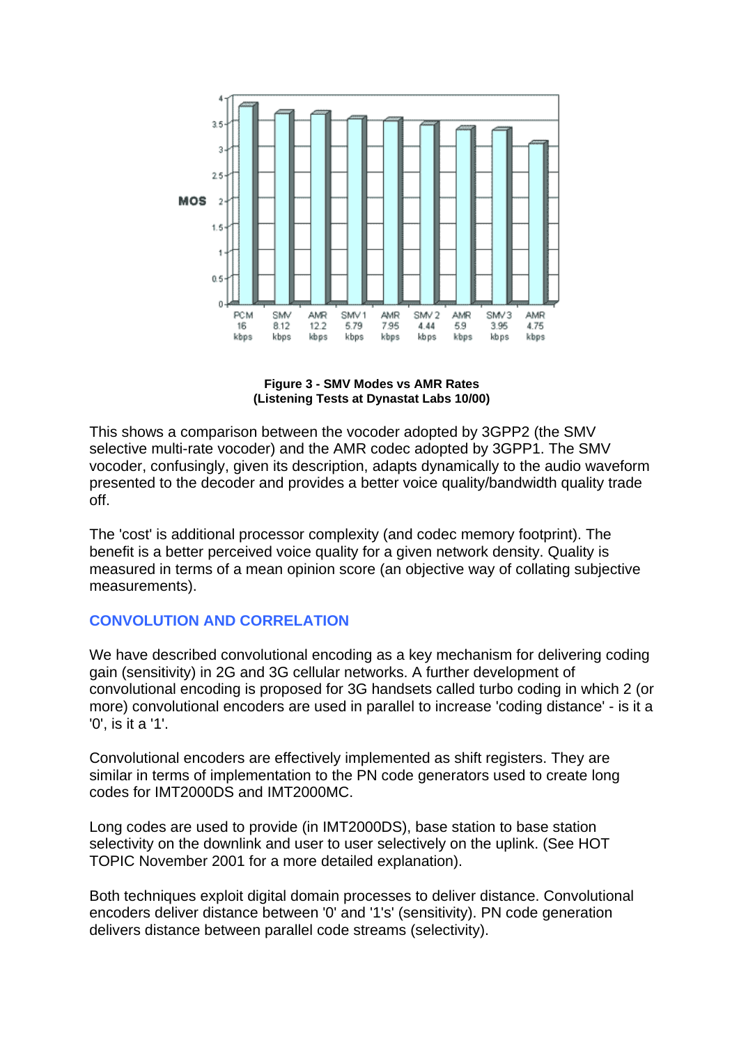MOS

4
3.5
3
2.5
2
1.5
1
0.5
0

PCM 16 kbps
SMV 8.12 kbps
AMR 12.2 kbps
SMV 1 5.79 kbps
AMR 7.95 kbps
SMV 2 4.44 kbps
AMR 5.9 kbps
SMV 3 3.95 kbps
AMR 4.75 kbps

**Figure 3 - SMV Modes vs AMR Rates**
**(Listening Tests at Dynastat Labs 10/00)**

This shows a comparison between the vocoder adopted by 3GPP2 (the SMV selective multi-rate vocoder) and the AMR codec adopted by 3GPP1. The SMV vocoder, confusingly, given its description, adapts dynamically to the audio waveform presented to the decoder and provides a better voice quality/bandwidth quality trade off.

The 'cost' is additional processor complexity (and codec memory footprint). The benefit is a better perceived voice quality for a given network density. Quality is measured in terms of a mean opinion score (an objective way of collating subjective measurements).

## CONVOLUTION AND CORRELATION

We have described convolutional encoding as a key mechanism for delivering coding gain (sensitivity) in 2G and 3G cellular networks. A further development of convolutional encoding is proposed for 3G handsets called turbo coding in which 2 (or more) convolutional encoders are used in parallel to increase 'coding distance' - is it a '0', is it a '1'.

Convolutional encoders are effectively implemented as shift registers. They are similar in terms of implementation to the PN code generators used to create long codes for IMT2000DS and IMT2000MC.

Long codes are used to provide (in IMT2000DS), base station to base station selectivity on the downlink and user to user selectively on the uplink. (See HOT TOPIC November 2001 for a more detailed explanation).

Both techniques exploit digital domain processes to deliver distance. Convolutional encoders deliver distance between '0' and '1's' (sensitivity). PN code generation delivers distance between parallel code streams (selectivity).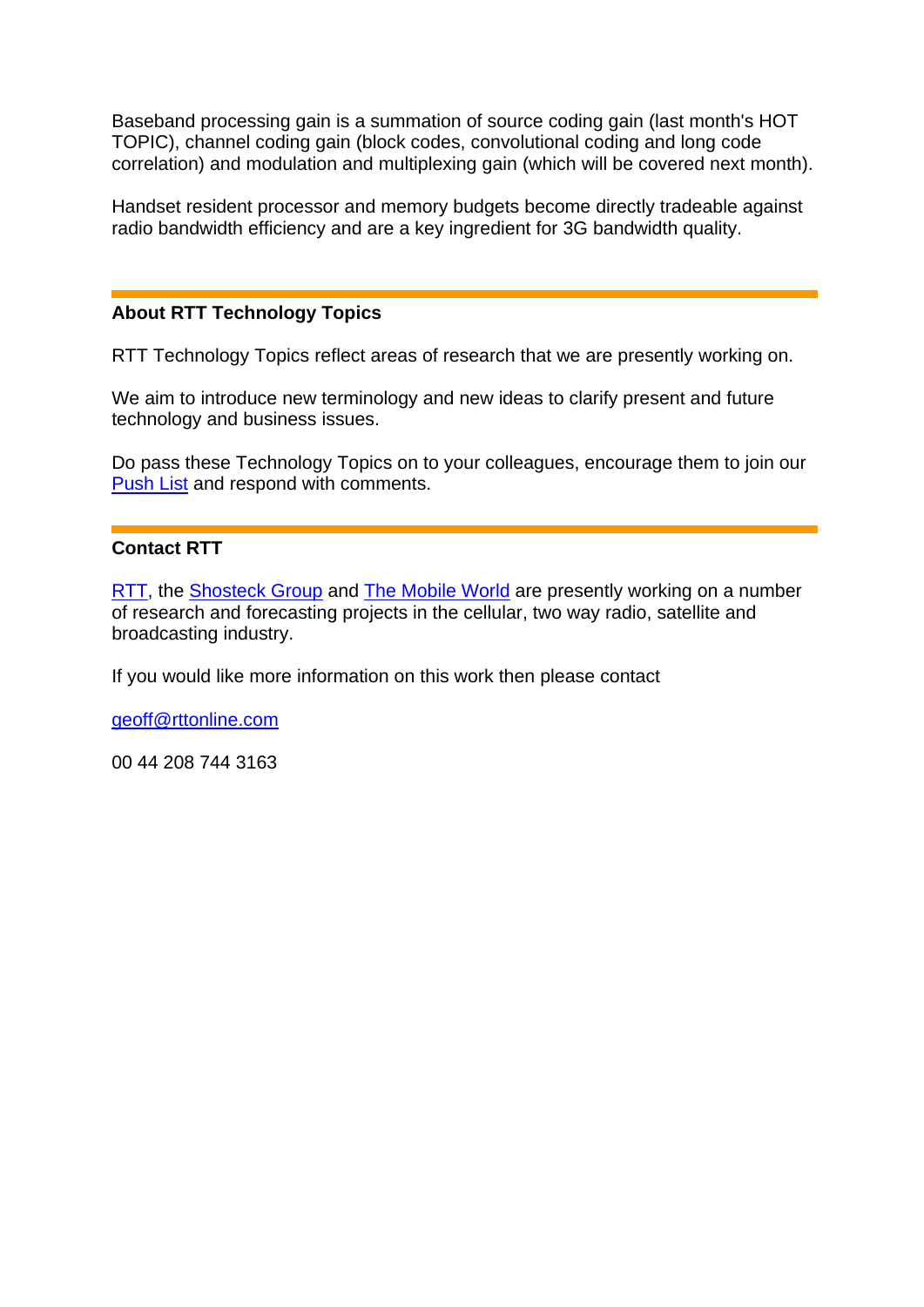Baseband processing gain is a summation of source coding gain (last month's HOT TOPIC), channel coding gain (block codes, convolutional coding and long code correlation) and modulation and multiplexing gain (which will be covered next month).

Handset resident processor and memory budgets become directly tradeable against radio bandwidth efficiency and are a key ingredient for 3G bandwidth quality.

---

**About RTT Technology Topics**

RTT Technology Topics reflect areas of research that we are presently working on.

We aim to introduce new terminology and new ideas to clarify present and future technology and business issues.

Do pass these Technology Topics on to your colleagues, encourage them to join our Push List and respond with comments.

---

**Contact RTT**

RTT, the Shosteck Group and The Mobile World are presently working on a number of research and forecasting projects in the cellular, two way radio, satellite and broadcasting industry.

If you would like more information on this work then please contact

geoff@rttonline.com

00 44 208 744 3163